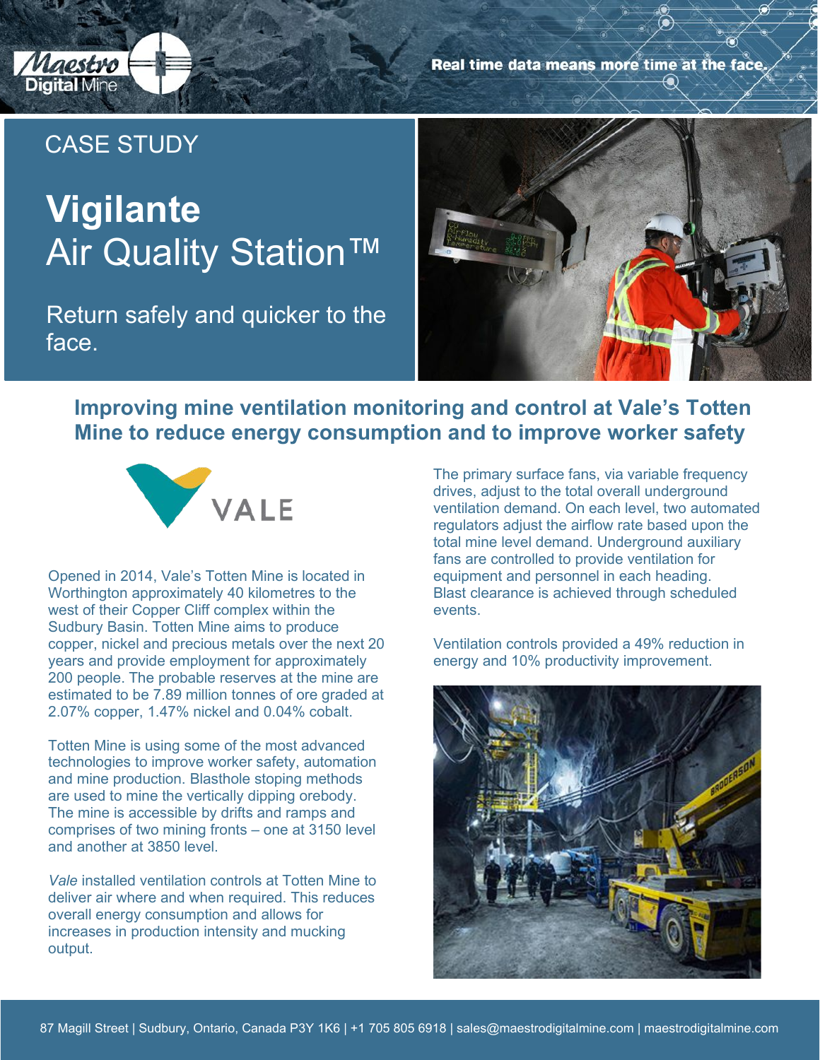Real time data means more time at the face.

CASE STUDY

# Vigilante Air Quality Station™

Return safely and quicker to the face.

## Improving mine ventilation monitoring and control at Vale's Totten Mine to reduce energy consumption and to improve worker safety

Opened in 2014, Vale's Totten Mine is located in Worthington approximately 40 kilometres to the west of their Copper Cliff complex within the Sudbury Basin. Totten Mine aims to produce copper, nickel and precious metals over the next 20 years and provide employment for approximately 200 people. The probable reserves at the mine are estimated to be 7.89 million tonnes of ore graded at 2.07% copper, 1.47% nickel and 0.04% cobalt.

Totten Mine is using some of the most advanced technologies to improve worker safety, automation and mine production. Blasthole stoping methods are used to mine the vertically dipping orebody. The mine is accessible by drifts and ramps and comprises of two mining fronts – one at 3150 level and another at 3850 level.

*Vale* installed ventilation controls at Totten Mine to deliver air where and when required. This reduces overall energy consumption and allows for increases in production intensity and mucking output.

The primary surface fans, via variable frequency drives, adjust to the total overall underground ventilation demand. On each level, two automated regulators adjust the airflow rate based upon the total mine level demand. Underground auxiliary fans are controlled to provide ventilation for equipment and personnel in each heading. Blast clearance is achieved through scheduled events.

Ventilation controls provided a 49% reduction in energy and 10% productivity improvement.

87 Magill Street | Sudbury, Ontario, Canada P3Y 1K6 | +1 705 805 6918 | sales@maestrodigitalmine.com | maestrodigitalmine.com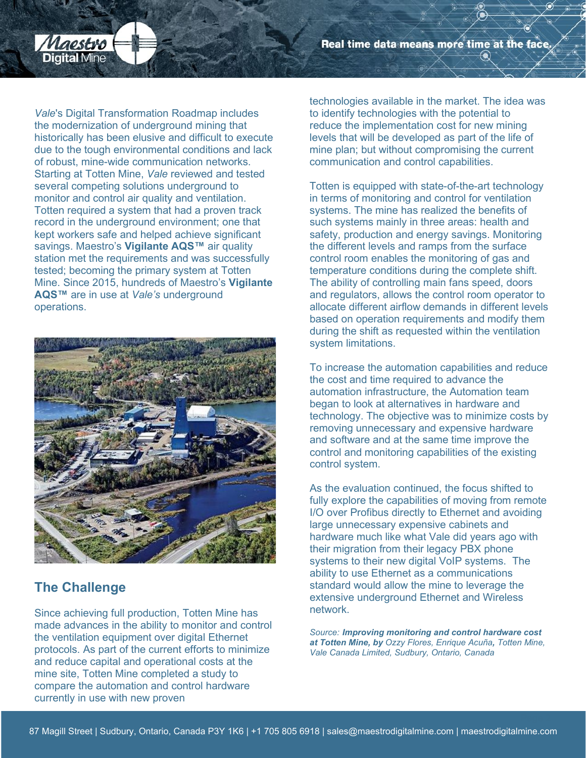*Vale*'s Digital Transformation Roadmap includes the modernization of underground mining that historically has been elusive and difficult to execute due to the tough environmental conditions and lack of robust, mine-wide communication networks. Starting at Totten Mine, *Vale* reviewed and tested several competing solutions underground to monitor and control air quality and ventilation. Totten required a system that had a proven track record in the underground environment; one that kept workers safe and helped achieve significant savings. Maestro's **Vigilante AQS™** air quality station met the requirements and was successfully tested; becoming the primary system at Totten Mine. Since 2015, hundreds of Maestro's **Vigilante AQS™** are in use at *Vale's* underground operations.

## The Challenge

Since achieving full production, Totten Mine has made advances in the ability to monitor and control the ventilation equipment over digital Ethernet protocols. As part of the current efforts to minimize and reduce capital and operational costs at the mine site, Totten Mine completed a study to compare the automation and control hardware currently in use with new proven technologies available in the market. The idea was to identify technologies with the potential to reduce the implementation cost for new mining levels that will be developed as part of the life of mine plan; but without compromising the current communication and control capabilities.

Totten is equipped with state-of-the-art technology in terms of monitoring and control for ventilation systems. The mine has realized the benefits of such systems mainly in three areas: health and safety, production and energy savings. Monitoring the different levels and ramps from the surface control room enables the monitoring of gas and temperature conditions during the complete shift. The ability of controlling main fans speed, doors and regulators, allows the control room operator to allocate different airflow demands in different levels based on operation requirements and modify them during the shift as requested within the ventilation system limitations.

To increase the automation capabilities and reduce the cost and time required to advance the automation infrastructure, the Automation team began to look at alternatives in hardware and technology. The objective was to minimize costs by removing unnecessary and expensive hardware and software and at the same time improve the control and monitoring capabilities of the existing control system.

As the evaluation continued, the focus shifted to fully explore the capabilities of moving from remote I/O over Profibus directly to Ethernet and avoiding large unnecessary expensive cabinets and hardware much like what Vale did years ago with their migration from their legacy PBX phone systems to their new digital VoIP systems. The ability to use Ethernet as a communications standard would allow the mine to leverage the extensive underground Ethernet and Wireless network.

*Source: **Improving monitoring and control hardware cost at Totten Mine, by** Ozzy Flores, Enrique Acuña, Totten Mine, Vale Canada Limited, Sudbury, Ontario, Canada*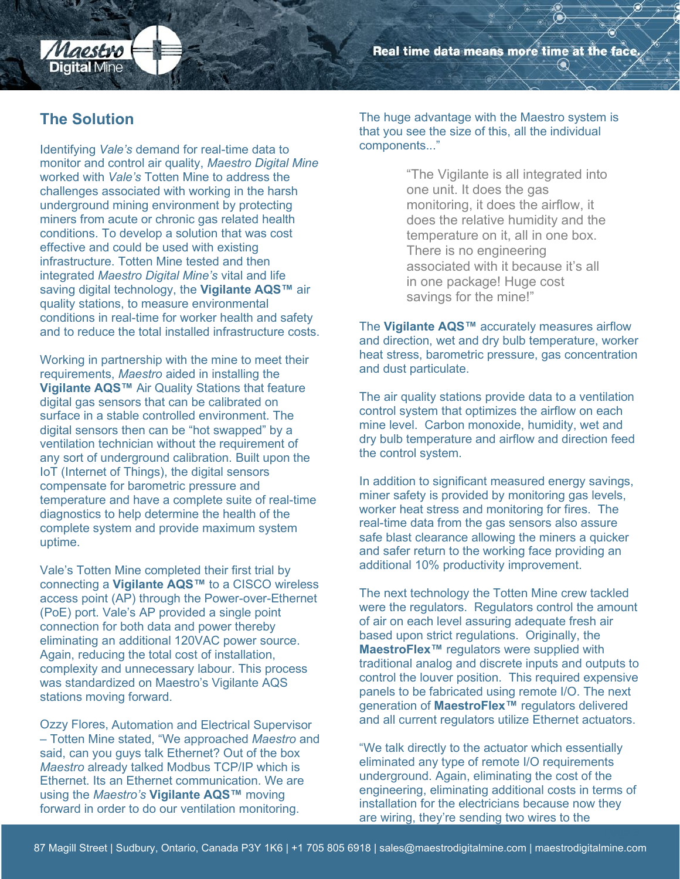## The Solution

Identifying *Vale's* demand for real-time data to monitor and control air quality, *Maestro Digital Mine* worked with *Vale's* Totten Mine to address the challenges associated with working in the harsh underground mining environment by protecting miners from acute or chronic gas related health conditions. To develop a solution that was cost effective and could be used with existing infrastructure. Totten Mine tested and then integrated *Maestro Digital Mine's* vital and life saving digital technology, the **Vigilante AQS™** air quality stations, to measure environmental conditions in real-time for worker health and safety and to reduce the total installed infrastructure costs.

Working in partnership with the mine to meet their requirements, *Maestro* aided in installing the **Vigilante AQS™** Air Quality Stations that feature digital gas sensors that can be calibrated on surface in a stable controlled environment. The digital sensors then can be "hot swapped" by a ventilation technician without the requirement of any sort of underground calibration. Built upon the IoT (Internet of Things), the digital sensors compensate for barometric pressure and temperature and have a complete suite of real-time diagnostics to help determine the health of the complete system and provide maximum system uptime.

Vale's Totten Mine completed their first trial by connecting a **Vigilante AQS™** to a CISCO wireless access point (AP) through the Power-over-Ethernet (PoE) port. Vale's AP provided a single point connection for both data and power thereby eliminating an additional 120VAC power source. Again, reducing the total cost of installation, complexity and unnecessary labour. This process was standardized on Maestro's Vigilante AQS stations moving forward.

Ozzy Flores, Automation and Electrical Supervisor – Totten Mine stated, "We approached *Maestro* and said, can you guys talk Ethernet? Out of the box *Maestro* already talked Modbus TCP/IP which is Ethernet. Its an Ethernet communication. We are using the *Maestro's* **Vigilante AQS™** moving forward in order to do our ventilation monitoring. The huge advantage with the Maestro system is that you see the size of this, all the individual components..."

> "The Vigilante is all integrated into one unit. It does the gas monitoring, it does the airflow, it does the relative humidity and the temperature on it, all in one box. There is no engineering associated with it because it's all in one package! Huge cost savings for the mine!"

The **Vigilante AQS™** accurately measures airflow and direction, wet and dry bulb temperature, worker heat stress, barometric pressure, gas concentration and dust particulate.

The air quality stations provide data to a ventilation control system that optimizes the airflow on each mine level. Carbon monoxide, humidity, wet and dry bulb temperature and airflow and direction feed the control system.

In addition to significant measured energy savings, miner safety is provided by monitoring gas levels, worker heat stress and monitoring for fires. The real-time data from the gas sensors also assure safe blast clearance allowing the miners a quicker and safer return to the working face providing an additional 10% productivity improvement.

The next technology the Totten Mine crew tackled were the regulators. Regulators control the amount of air on each level assuring adequate fresh air based upon strict regulations. Originally, the **MaestroFlex™** regulators were supplied with traditional analog and discrete inputs and outputs to control the louver position. This required expensive panels to be fabricated using remote I/O. The next generation of **MaestroFlex™** regulators delivered and all current regulators utilize Ethernet actuators.

"We talk directly to the actuator which essentially eliminated any type of remote I/O requirements underground. Again, eliminating the cost of the engineering, eliminating additional costs in terms of installation for the electricians because now they are wiring, they're sending two wires to the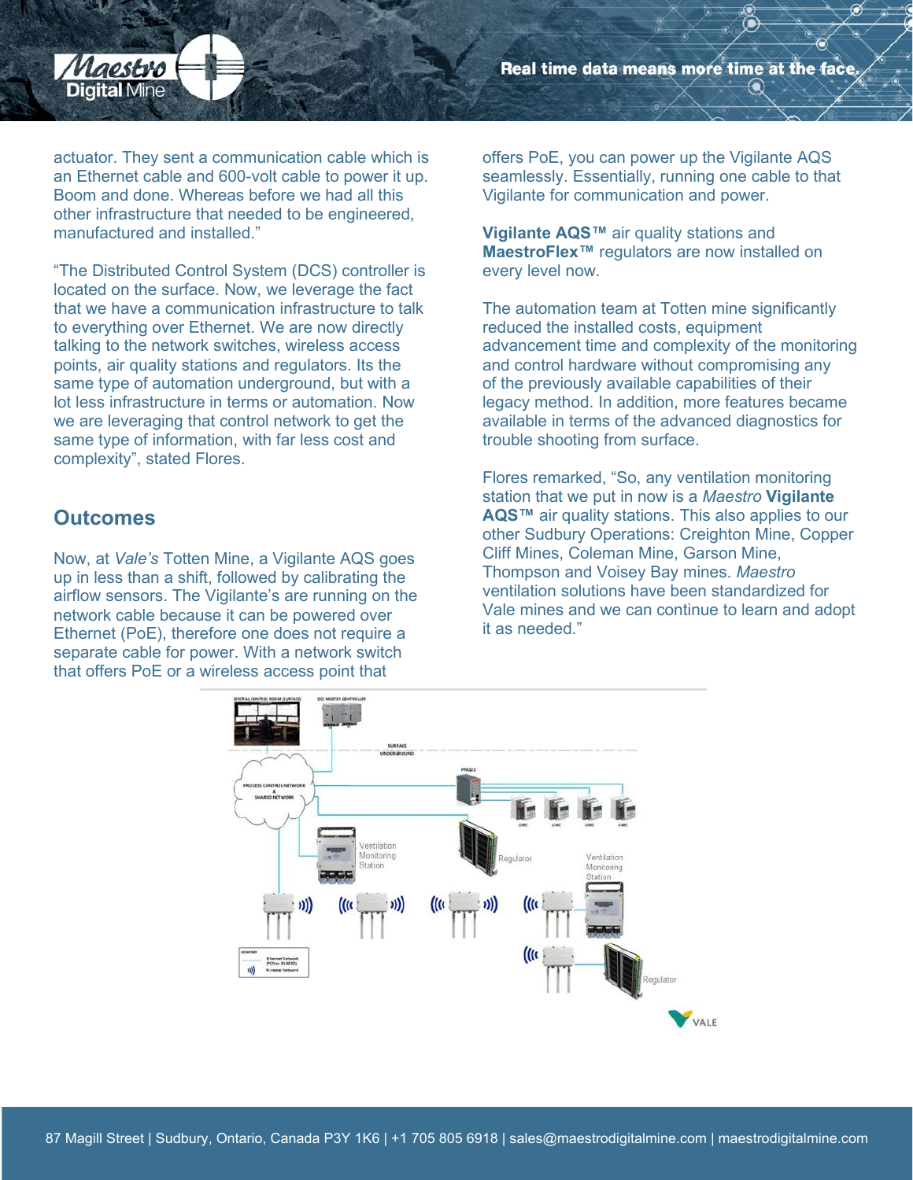actuator. They sent a communication cable which is an Ethernet cable and 600-volt cable to power it up. Boom and done. Whereas before we had all this other infrastructure that needed to be engineered, manufactured and installed."

"The Distributed Control System (DCS) controller is located on the surface. Now, we leverage the fact that we have a communication infrastructure to talk to everything over Ethernet. We are now directly talking to the network switches, wireless access points, air quality stations and regulators. Its the same type of automation underground, but with a lot less infrastructure in terms or automation. Now we are leveraging that control network to get the same type of information, with far less cost and complexity", stated Flores.

## Outcomes

Now, at *Vale's* Totten Mine, a Vigilante AQS goes up in less than a shift, followed by calibrating the airflow sensors. The Vigilante's are running on the network cable because it can be powered over Ethernet (PoE), therefore one does not require a separate cable for power. With a network switch that offers PoE or a wireless access point that offers PoE, you can power up the Vigilante AQS seamlessly. Essentially, running one cable to that Vigilante for communication and power.

**Vigilante AQS™** air quality stations and **MaestroFlex™** regulators are now installed on every level now.

The automation team at Totten mine significantly reduced the installed costs, equipment advancement time and complexity of the monitoring and control hardware without compromising any of the previously available capabilities of their legacy method. In addition, more features became available in terms of the advanced diagnostics for trouble shooting from surface.

Flores remarked, "So, any ventilation monitoring station that we put in now is a *Maestro* **Vigilante AQS™** air quality stations. This also applies to our other Sudbury Operations: Creighton Mine, Copper Cliff Mines, Coleman Mine, Garson Mine, Thompson and Voisey Bay mines. *Maestro* ventilation solutions have been standardized for Vale mines and we can continue to learn and adopt it as needed."

CENTRAL CONTROL ROOM (SURFACE)
DCS MASTER CONTROLLER
SURFACE
UNDERGROUND
PROCESS CONTROL NETWORK & SHARED NETWORK
PM322
Ventilation Monitoring Station
Regulator
Ventilation Monitoring Station
Regulator
LEGEND
Ethernet Network (PCN or SHARED)
Wireless Network
VALE